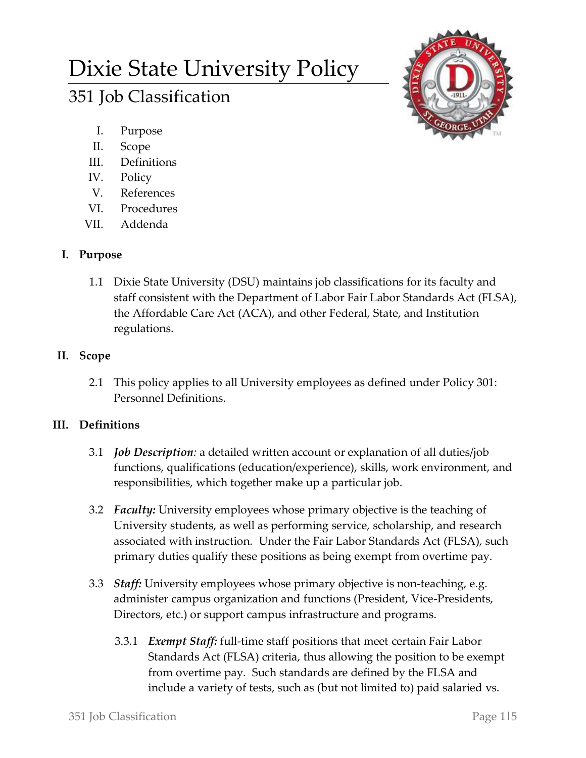# Dixie State University Policy

## 351 Job Classification

I. Purpose
II. Scope
III. Definitions
IV. Policy
V. References
VI. Procedures
VII. Addenda

### I. Purpose

1.1 Dixie State University (DSU) maintains job classifications for its faculty and staff consistent with the Department of Labor Fair Labor Standards Act (FLSA), the Affordable Care Act (ACA), and other Federal, State, and Institution regulations.

### II. Scope

2.1 This policy applies to all University employees as defined under Policy 301: Personnel Definitions.

### III. Definitions

3.1 ***Job Description****:* a detailed written account or explanation of all duties/job functions, qualifications (education/experience), skills, work environment, and responsibilities, which together make up a particular job.

3.2 ***Faculty:*** University employees whose primary objective is the teaching of University students, as well as performing service, scholarship, and research associated with instruction. Under the Fair Labor Standards Act (FLSA), such primary duties qualify these positions as being exempt from overtime pay.

3.3 ***Staff:*** University employees whose primary objective is non-teaching, e.g. administer campus organization and functions (President, Vice-Presidents, Directors, etc.) or support campus infrastructure and programs.

3.3.1 ***Exempt Staff:*** full-time staff positions that meet certain Fair Labor Standards Act (FLSA) criteria, thus allowing the position to be exempt from overtime pay. Such standards are defined by the FLSA and include a variety of tests, such as (but not limited to) paid salaried vs.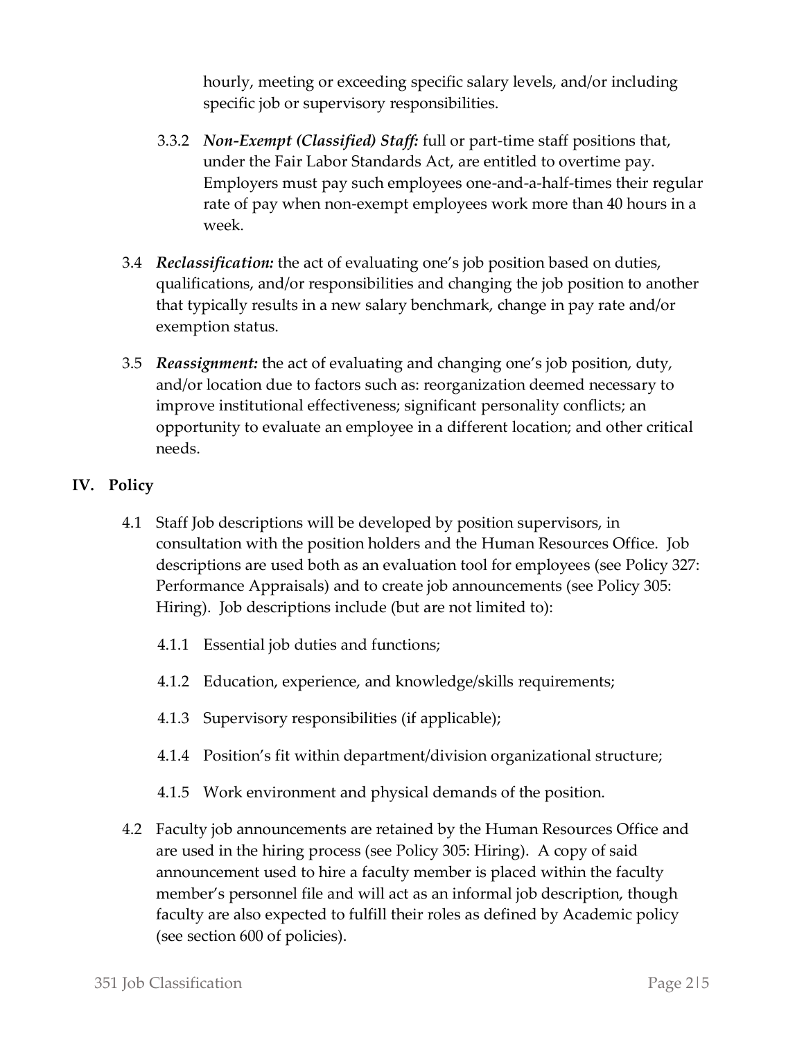hourly, meeting or exceeding specific salary levels, and/or including specific job or supervisory responsibilities.

3.3.2 ***Non-Exempt (Classified) Staff:*** full or part-time staff positions that, under the Fair Labor Standards Act, are entitled to overtime pay. Employers must pay such employees one-and-a-half-times their regular rate of pay when non-exempt employees work more than 40 hours in a week.

3.4 ***Reclassification:*** the act of evaluating one's job position based on duties, qualifications, and/or responsibilities and changing the job position to another that typically results in a new salary benchmark, change in pay rate and/or exemption status.

3.5 ***Reassignment:*** the act of evaluating and changing one's job position, duty, and/or location due to factors such as: reorganization deemed necessary to improve institutional effectiveness; significant personality conflicts; an opportunity to evaluate an employee in a different location; and other critical needs.

## IV. Policy

4.1 Staff Job descriptions will be developed by position supervisors, in consultation with the position holders and the Human Resources Office. Job descriptions are used both as an evaluation tool for employees (see Policy 327: Performance Appraisals) and to create job announcements (see Policy 305: Hiring). Job descriptions include (but are not limited to):

4.1.1 Essential job duties and functions;

4.1.2 Education, experience, and knowledge/skills requirements;

4.1.3 Supervisory responsibilities (if applicable);

4.1.4 Position's fit within department/division organizational structure;

4.1.5 Work environment and physical demands of the position.

4.2 Faculty job announcements are retained by the Human Resources Office and are used in the hiring process (see Policy 305: Hiring). A copy of said announcement used to hire a faculty member is placed within the faculty member's personnel file and will act as an informal job description, though faculty are also expected to fulfill their roles as defined by Academic policy (see section 600 of policies).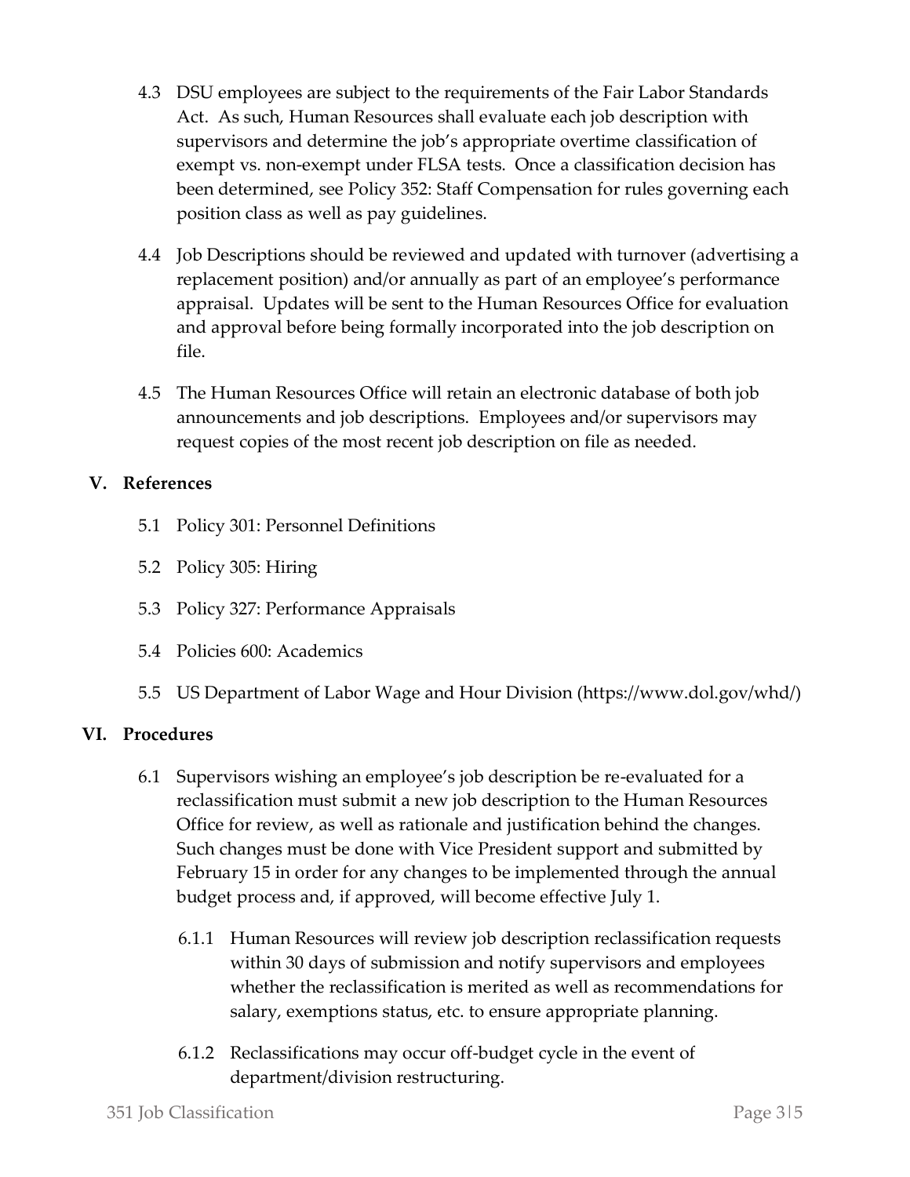4.3 DSU employees are subject to the requirements of the Fair Labor Standards Act. As such, Human Resources shall evaluate each job description with supervisors and determine the job's appropriate overtime classification of exempt vs. non-exempt under FLSA tests. Once a classification decision has been determined, see Policy 352: Staff Compensation for rules governing each position class as well as pay guidelines.

4.4 Job Descriptions should be reviewed and updated with turnover (advertising a replacement position) and/or annually as part of an employee's performance appraisal. Updates will be sent to the Human Resources Office for evaluation and approval before being formally incorporated into the job description on file.

4.5 The Human Resources Office will retain an electronic database of both job announcements and job descriptions. Employees and/or supervisors may request copies of the most recent job description on file as needed.

## V. References

5.1 Policy 301: Personnel Definitions

5.2 Policy 305: Hiring

5.3 Policy 327: Performance Appraisals

5.4 Policies 600: Academics

5.5 US Department of Labor Wage and Hour Division (https://www.dol.gov/whd/)

## VI. Procedures

6.1 Supervisors wishing an employee's job description be re-evaluated for a reclassification must submit a new job description to the Human Resources Office for review, as well as rationale and justification behind the changes. Such changes must be done with Vice President support and submitted by February 15 in order for any changes to be implemented through the annual budget process and, if approved, will become effective July 1.

6.1.1 Human Resources will review job description reclassification requests within 30 days of submission and notify supervisors and employees whether the reclassification is merited as well as recommendations for salary, exemptions status, etc. to ensure appropriate planning.

6.1.2 Reclassifications may occur off-budget cycle in the event of department/division restructuring.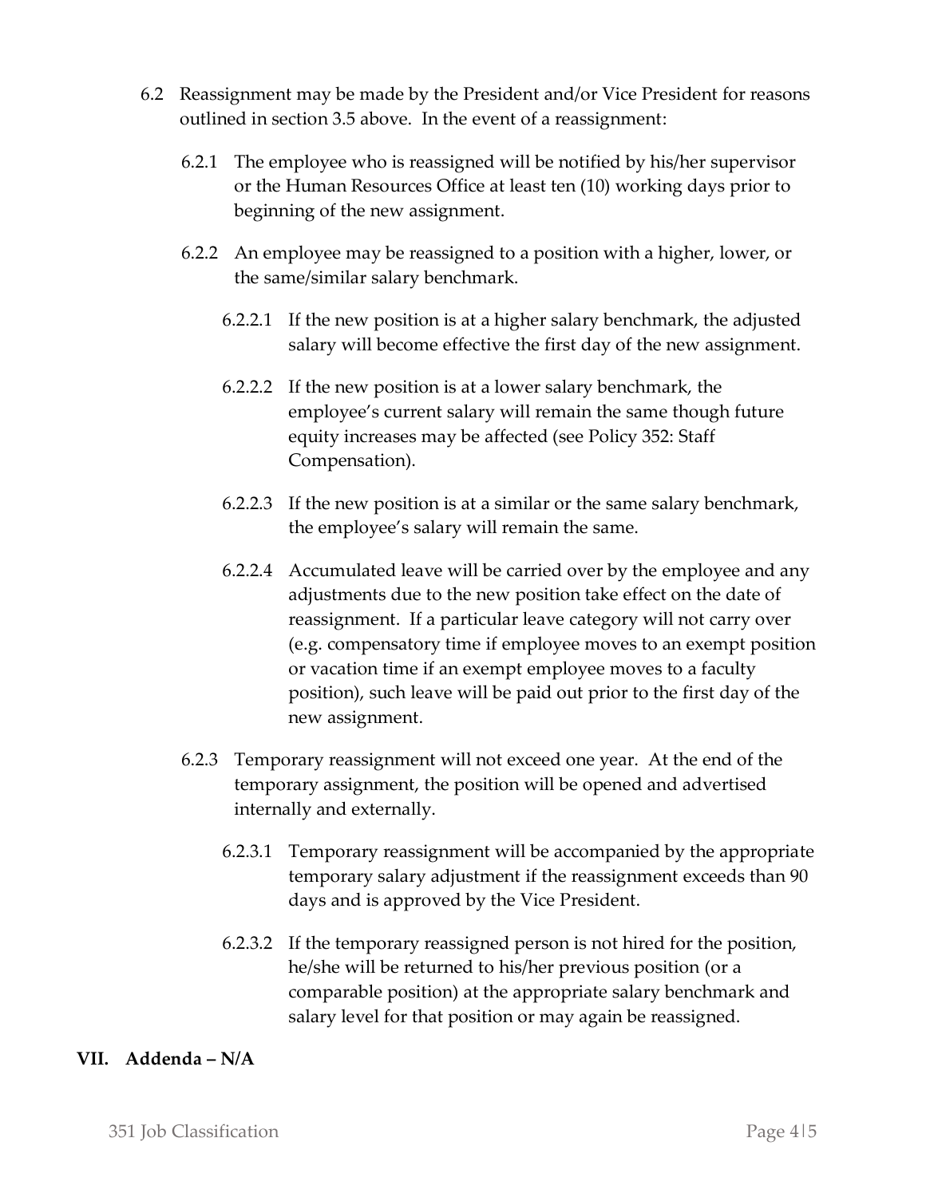6.2 Reassignment may be made by the President and/or Vice President for reasons outlined in section 3.5 above. In the event of a reassignment:

6.2.1 The employee who is reassigned will be notified by his/her supervisor or the Human Resources Office at least ten (10) working days prior to beginning of the new assignment.

6.2.2 An employee may be reassigned to a position with a higher, lower, or the same/similar salary benchmark.

6.2.2.1 If the new position is at a higher salary benchmark, the adjusted salary will become effective the first day of the new assignment.

6.2.2.2 If the new position is at a lower salary benchmark, the employee's current salary will remain the same though future equity increases may be affected (see Policy 352: Staff Compensation).

6.2.2.3 If the new position is at a similar or the same salary benchmark, the employee's salary will remain the same.

6.2.2.4 Accumulated leave will be carried over by the employee and any adjustments due to the new position take effect on the date of reassignment. If a particular leave category will not carry over (e.g. compensatory time if employee moves to an exempt position or vacation time if an exempt employee moves to a faculty position), such leave will be paid out prior to the first day of the new assignment.

6.2.3 Temporary reassignment will not exceed one year. At the end of the temporary assignment, the position will be opened and advertised internally and externally.

6.2.3.1 Temporary reassignment will be accompanied by the appropriate temporary salary adjustment if the reassignment exceeds than 90 days and is approved by the Vice President.

6.2.3.2 If the temporary reassigned person is not hired for the position, he/she will be returned to his/her previous position (or a comparable position) at the appropriate salary benchmark and salary level for that position or may again be reassigned.

## VII. Addenda – N/A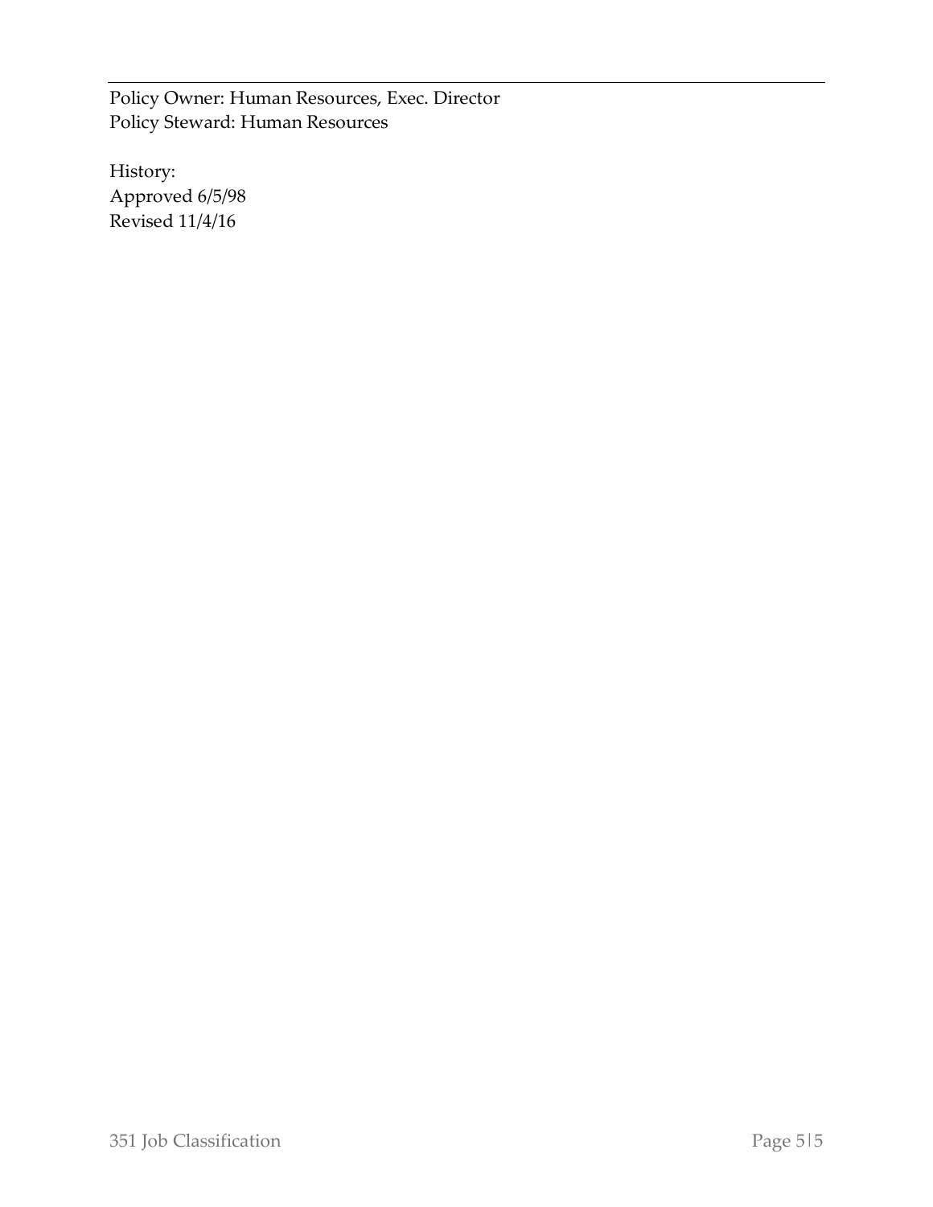Policy Owner: Human Resources, Exec. Director
Policy Steward: Human Resources

History:
Approved 6/5/98
Revised 11/4/16